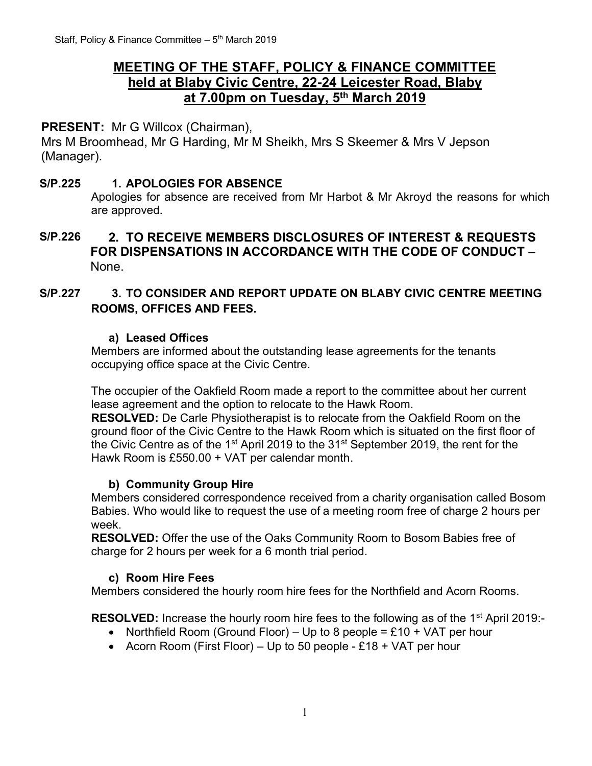# MEETING OF THE STAFF, POLICY & FINANCE COMMITTEE held at Blaby Civic Centre, 22-24 Leicester Road, Blaby at 7.00pm on Tuesday, 5th March 2019

**PRESENT:** Mr G Willcox (Chairman),
Mrs M Broomhead, Mr G Harding, Mr M Sheikh, Mrs S Skeemer & Mrs V Jepson (Manager).

## S/P.225 1. APOLOGIES FOR ABSENCE

Apologies for absence are received from Mr Harbot & Mr Akroyd the reasons for which are approved.

## S/P.226 2. TO RECEIVE MEMBERS DISCLOSURES OF INTEREST & REQUESTS FOR DISPENSATIONS IN ACCORDANCE WITH THE CODE OF CONDUCT –

None.

## S/P.227 3. TO CONSIDER AND REPORT UPDATE ON BLABY CIVIC CENTRE MEETING ROOMS, OFFICES AND FEES.

### a) Leased Offices

Members are informed about the outstanding lease agreements for the tenants occupying office space at the Civic Centre.

The occupier of the Oakfield Room made a report to the committee about her current lease agreement and the option to relocate to the Hawk Room.

**RESOLVED:** De Carle Physiotherapist is to relocate from the Oakfield Room on the ground floor of the Civic Centre to the Hawk Room which is situated on the first floor of the Civic Centre as of the 1st April 2019 to the 31st September 2019, the rent for the Hawk Room is £550.00 + VAT per calendar month.

### b) Community Group Hire

Members considered correspondence received from a charity organisation called Bosom Babies. Who would like to request the use of a meeting room free of charge 2 hours per week.

**RESOLVED:** Offer the use of the Oaks Community Room to Bosom Babies free of charge for 2 hours per week for a 6 month trial period.

### c) Room Hire Fees

Members considered the hourly room hire fees for the Northfield and Acorn Rooms.

**RESOLVED:** Increase the hourly room hire fees to the following as of the 1st April 2019:-

- Northfield Room (Ground Floor) – Up to 8 people = £10 + VAT per hour
- Acorn Room (First Floor) – Up to 50 people - £18 + VAT per hour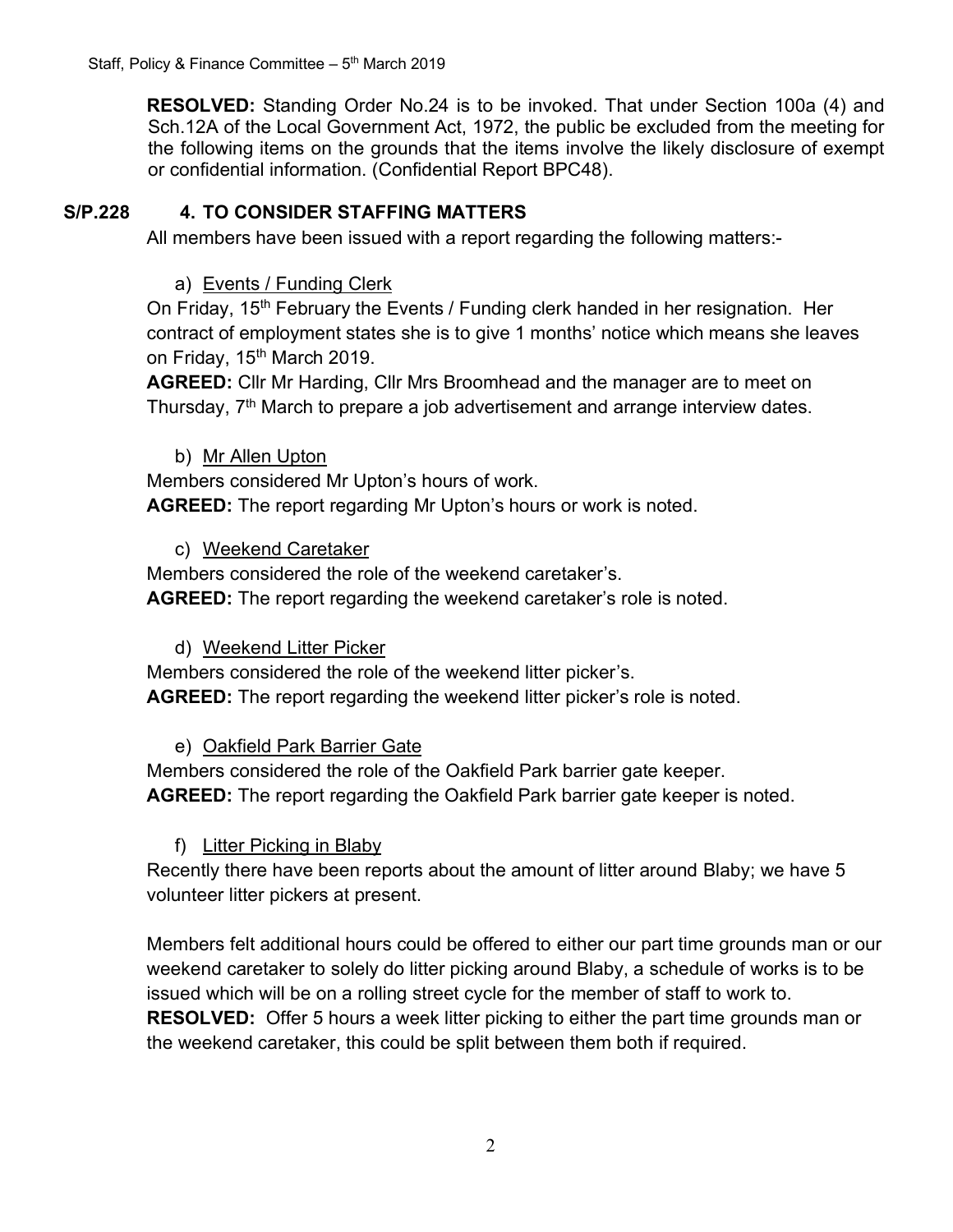**RESOLVED:** Standing Order No.24 is to be invoked. That under Section 100a (4) and Sch.12A of the Local Government Act, 1972, the public be excluded from the meeting for the following items on the grounds that the items involve the likely disclosure of exempt or confidential information. (Confidential Report BPC48).

**S/P.228 4. TO CONSIDER STAFFING MATTERS**

All members have been issued with a report regarding the following matters:-

a) Events / Funding Clerk

On Friday, 15th February the Events / Funding clerk handed in her resignation. Her contract of employment states she is to give 1 months' notice which means she leaves on Friday, 15th March 2019.

**AGREED:** Cllr Mr Harding, Cllr Mrs Broomhead and the manager are to meet on Thursday, 7th March to prepare a job advertisement and arrange interview dates.

b) Mr Allen Upton

Members considered Mr Upton's hours of work.

**AGREED:** The report regarding Mr Upton's hours or work is noted.

c) Weekend Caretaker

Members considered the role of the weekend caretaker's.

**AGREED:** The report regarding the weekend caretaker's role is noted.

d) Weekend Litter Picker

Members considered the role of the weekend litter picker's.

**AGREED:** The report regarding the weekend litter picker's role is noted.

e) Oakfield Park Barrier Gate

Members considered the role of the Oakfield Park barrier gate keeper.

**AGREED:** The report regarding the Oakfield Park barrier gate keeper is noted.

f) Litter Picking in Blaby

Recently there have been reports about the amount of litter around Blaby; we have 5 volunteer litter pickers at present.

Members felt additional hours could be offered to either our part time grounds man or our weekend caretaker to solely do litter picking around Blaby, a schedule of works is to be issued which will be on a rolling street cycle for the member of staff to work to.

**RESOLVED:** Offer 5 hours a week litter picking to either the part time grounds man or the weekend caretaker, this could be split between them both if required.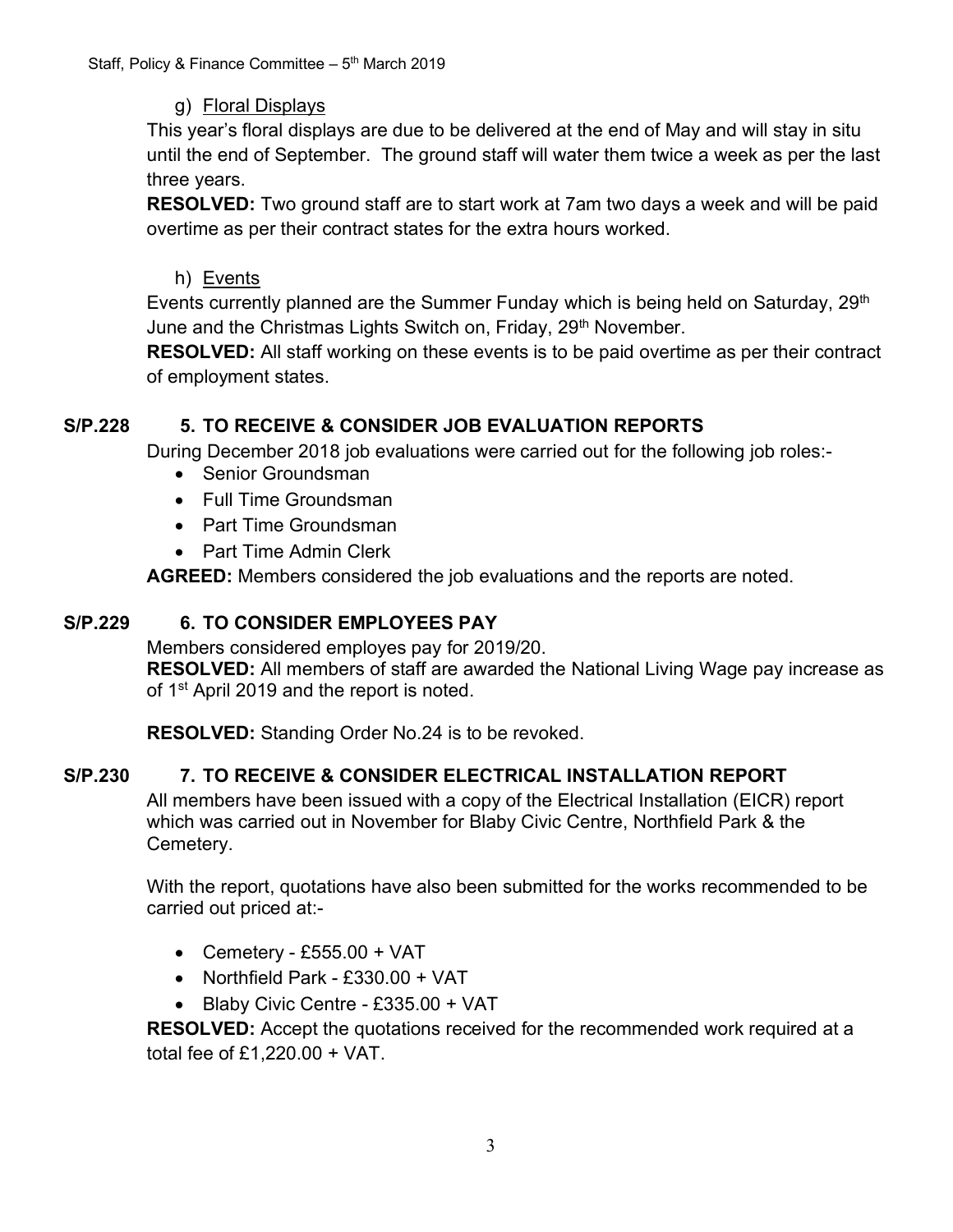g) Floral Displays

This year's floral displays are due to be delivered at the end of May and will stay in situ until the end of September. The ground staff will water them twice a week as per the last three years.

**RESOLVED:** Two ground staff are to start work at 7am two days a week and will be paid overtime as per their contract states for the extra hours worked.

h) Events

Events currently planned are the Summer Funday which is being held on Saturday, 29th June and the Christmas Lights Switch on, Friday, 29th November.

**RESOLVED:** All staff working on these events is to be paid overtime as per their contract of employment states.

**S/P.228 5. TO RECEIVE & CONSIDER JOB EVALUATION REPORTS**

During December 2018 job evaluations were carried out for the following job roles:-

- Senior Groundsman
- Full Time Groundsman
- Part Time Groundsman
- Part Time Admin Clerk

**AGREED:** Members considered the job evaluations and the reports are noted.

**S/P.229 6. TO CONSIDER EMPLOYEES PAY**

Members considered employes pay for 2019/20.

**RESOLVED:** All members of staff are awarded the National Living Wage pay increase as of 1st April 2019 and the report is noted.

**RESOLVED:** Standing Order No.24 is to be revoked.

**S/P.230 7. TO RECEIVE & CONSIDER ELECTRICAL INSTALLATION REPORT**

All members have been issued with a copy of the Electrical Installation (EICR) report which was carried out in November for Blaby Civic Centre, Northfield Park & the Cemetery.

With the report, quotations have also been submitted for the works recommended to be carried out priced at:-

- Cemetery - £555.00 + VAT
- Northfield Park - £330.00 + VAT
- Blaby Civic Centre - £335.00 + VAT

**RESOLVED:** Accept the quotations received for the recommended work required at a total fee of £1,220.00 + VAT.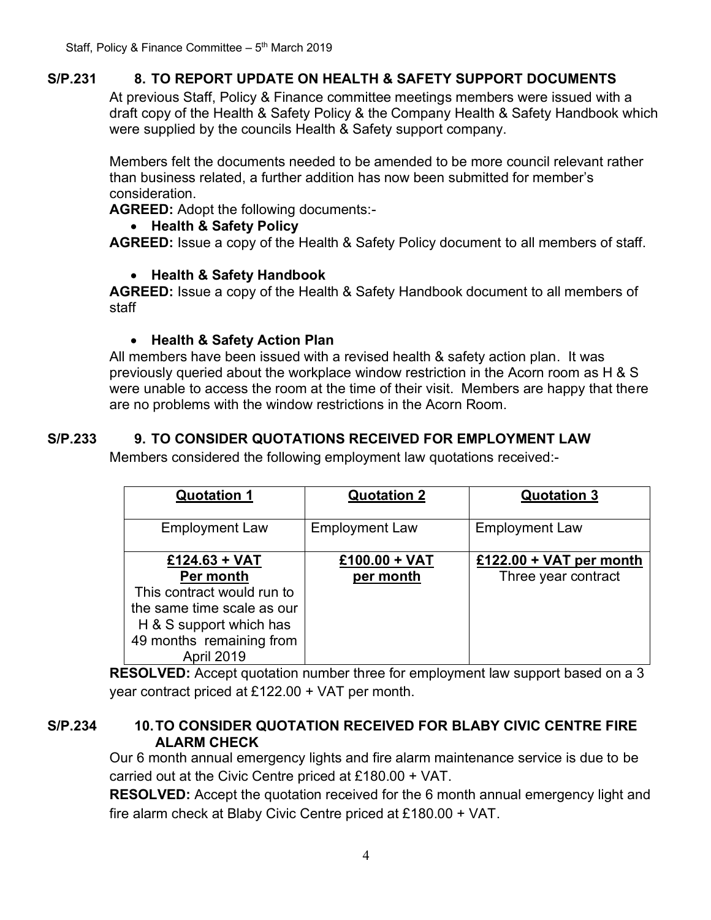**S/P.231 8. TO REPORT UPDATE ON HEALTH & SAFETY SUPPORT DOCUMENTS**

At previous Staff, Policy & Finance committee meetings members were issued with a draft copy of the Health & Safety Policy & the Company Health & Safety Handbook which were supplied by the councils Health & Safety support company.

Members felt the documents needed to be amended to be more council relevant rather than business related, a further addition has now been submitted for member's consideration.

**AGREED:** Adopt the following documents:-

- **Health & Safety Policy**

**AGREED:** Issue a copy of the Health & Safety Policy document to all members of staff.

- **Health & Safety Handbook**

**AGREED:** Issue a copy of the Health & Safety Handbook document to all members of staff

- **Health & Safety Action Plan**

All members have been issued with a revised health & safety action plan. It was previously queried about the workplace window restriction in the Acorn room as H & S were unable to access the room at the time of their visit. Members are happy that there are no problems with the window restrictions in the Acorn Room.

**S/P.233 9. TO CONSIDER QUOTATIONS RECEIVED FOR EMPLOYMENT LAW**

Members considered the following employment law quotations received:-

| Quotation 1 | Quotation 2 | Quotation 3 |
|---|---|---|
| Employment Law | Employment Law | Employment Law |
| **£124.63 + VAT Per month** This contract would run to the same time scale as our H & S support which has 49 months remaining from April 2019 | **£100.00 + VAT per month** | **£122.00 + VAT per month** Three year contract |

**RESOLVED:** Accept quotation number three for employment law support based on a 3 year contract priced at £122.00 + VAT per month.

**S/P.234 10. TO CONSIDER QUOTATION RECEIVED FOR BLABY CIVIC CENTRE FIRE ALARM CHECK**

Our 6 month annual emergency lights and fire alarm maintenance service is due to be carried out at the Civic Centre priced at £180.00 + VAT.

**RESOLVED:** Accept the quotation received for the 6 month annual emergency light and fire alarm check at Blaby Civic Centre priced at £180.00 + VAT.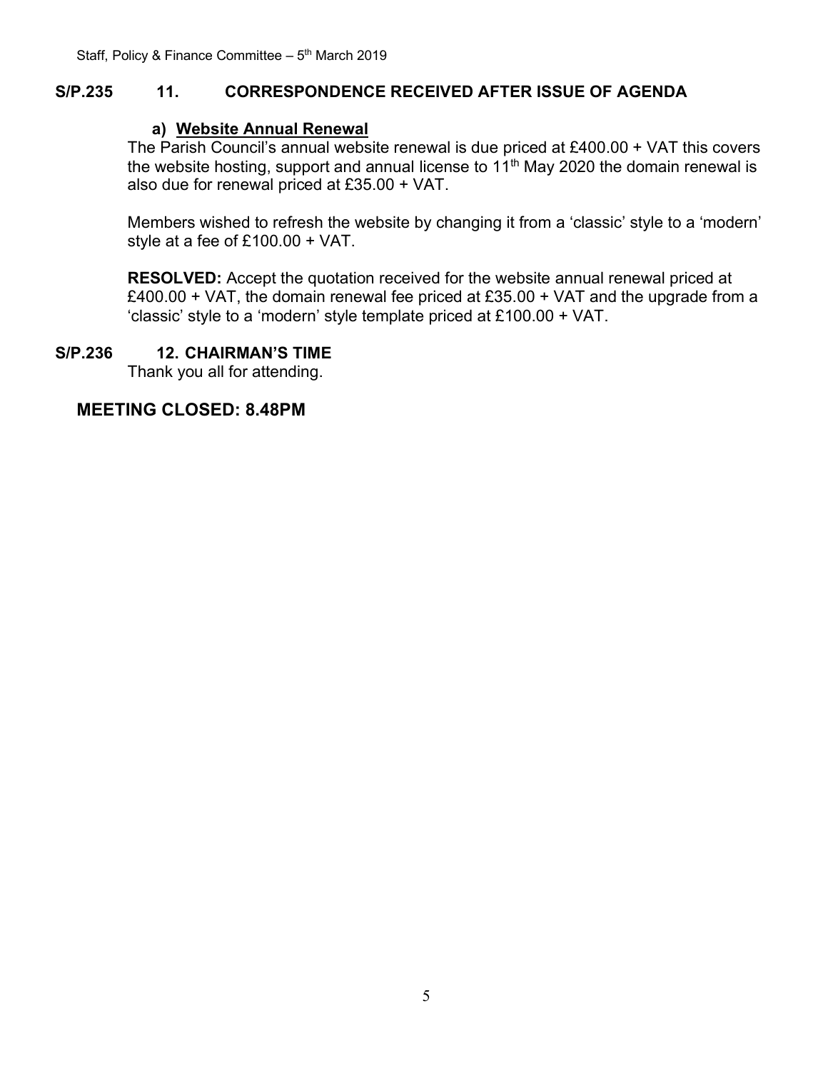**S/P.235 11. CORRESPONDENCE RECEIVED AFTER ISSUE OF AGENDA**

**a) Website Annual Renewal**

The Parish Council's annual website renewal is due priced at £400.00 + VAT this covers the website hosting, support and annual license to 11th May 2020 the domain renewal is also due for renewal priced at £35.00 + VAT.

Members wished to refresh the website by changing it from a 'classic' style to a 'modern' style at a fee of £100.00 + VAT.

**RESOLVED:** Accept the quotation received for the website annual renewal priced at £400.00 + VAT, the domain renewal fee priced at £35.00 + VAT and the upgrade from a 'classic' style to a 'modern' style template priced at £100.00 + VAT.

**S/P.236 12. CHAIRMAN'S TIME**

Thank you all for attending.

## MEETING CLOSED: 8.48PM